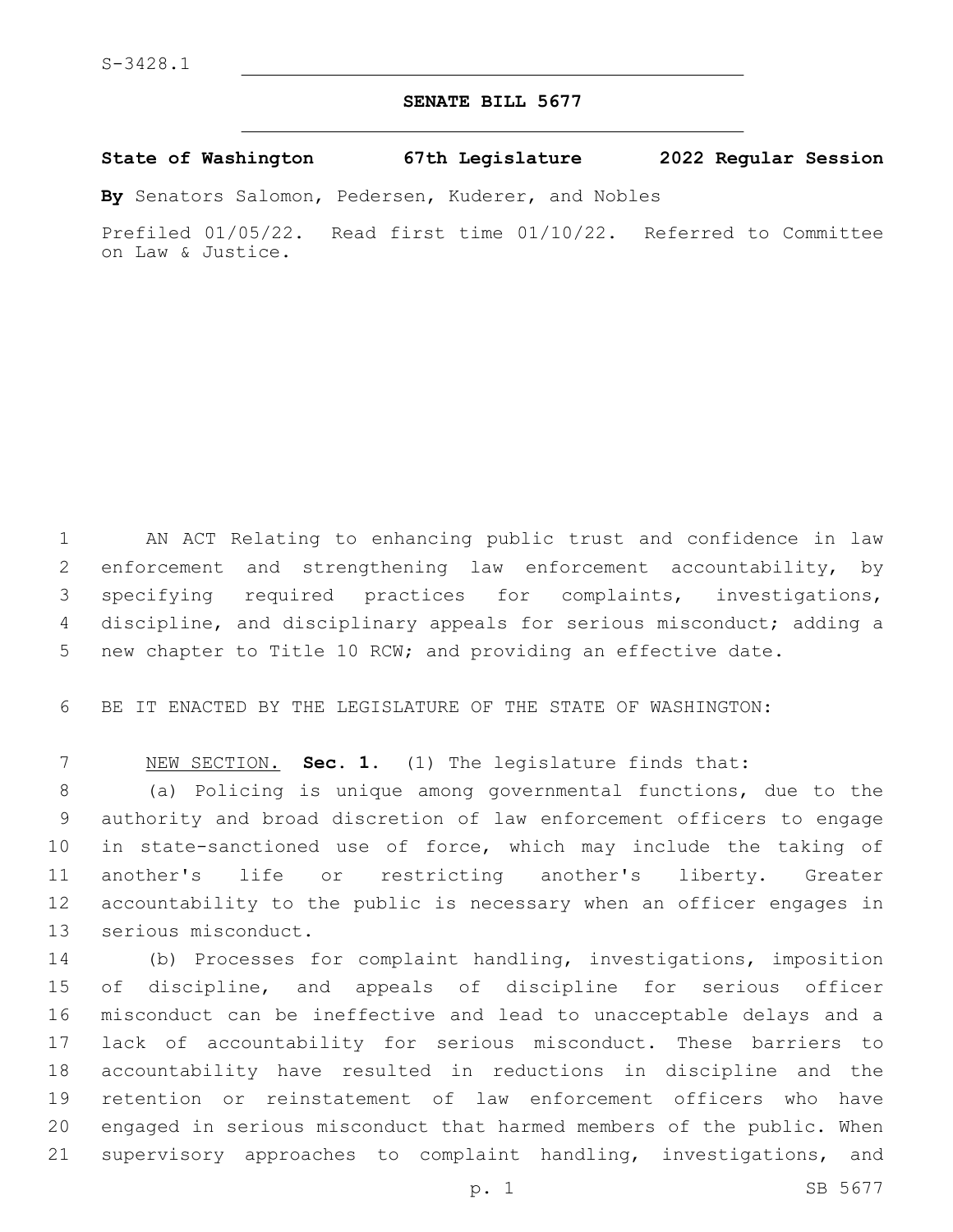S-3428.1

# SENATE BILL 5677

**State of Washington 67th Legislature 2022 Regular Session**

**By** Senators Salomon, Pedersen, Kuderer, and Nobles

Prefiled 01/05/22. Read first time 01/10/22. Referred to Committee on Law & Justice.

AN ACT Relating to enhancing public trust and confidence in law enforcement and strengthening law enforcement accountability, by specifying required practices for complaints, investigations, discipline, and disciplinary appeals for serious misconduct; adding a new chapter to Title 10 RCW; and providing an effective date.

BE IT ENACTED BY THE LEGISLATURE OF THE STATE OF WASHINGTON:

NEW SECTION. **Sec. 1.** (1) The legislature finds that:

(a) Policing is unique among governmental functions, due to the authority and broad discretion of law enforcement officers to engage in state-sanctioned use of force, which may include the taking of another's life or restricting another's liberty. Greater accountability to the public is necessary when an officer engages in serious misconduct.

(b) Processes for complaint handling, investigations, imposition of discipline, and appeals of discipline for serious officer misconduct can be ineffective and lead to unacceptable delays and a lack of accountability for serious misconduct. These barriers to accountability have resulted in reductions in discipline and the retention or reinstatement of law enforcement officers who have engaged in serious misconduct that harmed members of the public. When supervisory approaches to complaint handling, investigations, and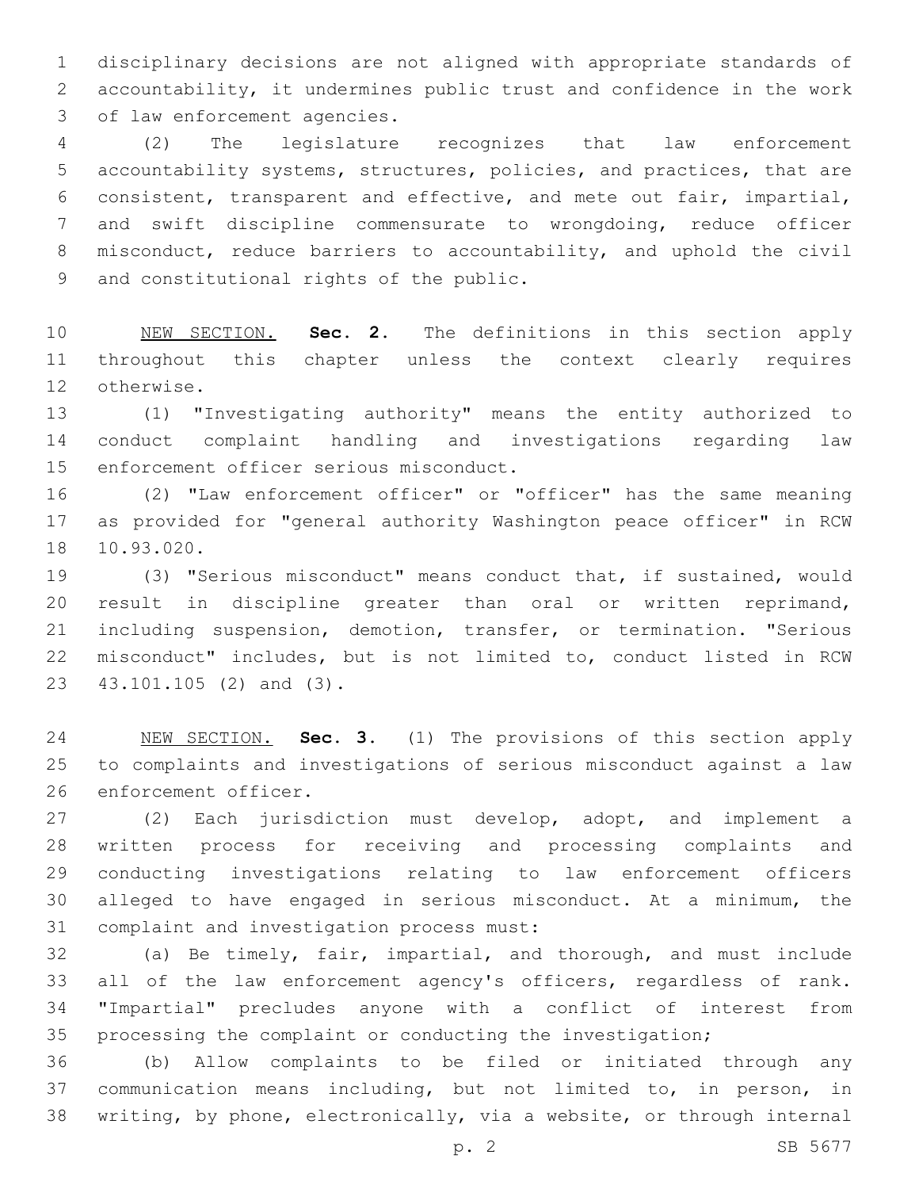disciplinary decisions are not aligned with appropriate standards of accountability, it undermines public trust and confidence in the work of law enforcement agencies.

(2) The legislature recognizes that law enforcement accountability systems, structures, policies, and practices, that are consistent, transparent and effective, and mete out fair, impartial, and swift discipline commensurate to wrongdoing, reduce officer misconduct, reduce barriers to accountability, and uphold the civil and constitutional rights of the public.

NEW SECTION. **Sec. 2.** The definitions in this section apply throughout this chapter unless the context clearly requires otherwise.

(1) "Investigating authority" means the entity authorized to conduct complaint handling and investigations regarding law enforcement officer serious misconduct.

(2) "Law enforcement officer" or "officer" has the same meaning as provided for "general authority Washington peace officer" in RCW 10.93.020.

(3) "Serious misconduct" means conduct that, if sustained, would result in discipline greater than oral or written reprimand, including suspension, demotion, transfer, or termination. "Serious misconduct" includes, but is not limited to, conduct listed in RCW 43.101.105 (2) and (3).

NEW SECTION. **Sec. 3.** (1) The provisions of this section apply to complaints and investigations of serious misconduct against a law enforcement officer.

(2) Each jurisdiction must develop, adopt, and implement a written process for receiving and processing complaints and conducting investigations relating to law enforcement officers alleged to have engaged in serious misconduct. At a minimum, the complaint and investigation process must:

(a) Be timely, fair, impartial, and thorough, and must include all of the law enforcement agency's officers, regardless of rank. "Impartial" precludes anyone with a conflict of interest from processing the complaint or conducting the investigation;

(b) Allow complaints to be filed or initiated through any communication means including, but not limited to, in person, in writing, by phone, electronically, via a website, or through internal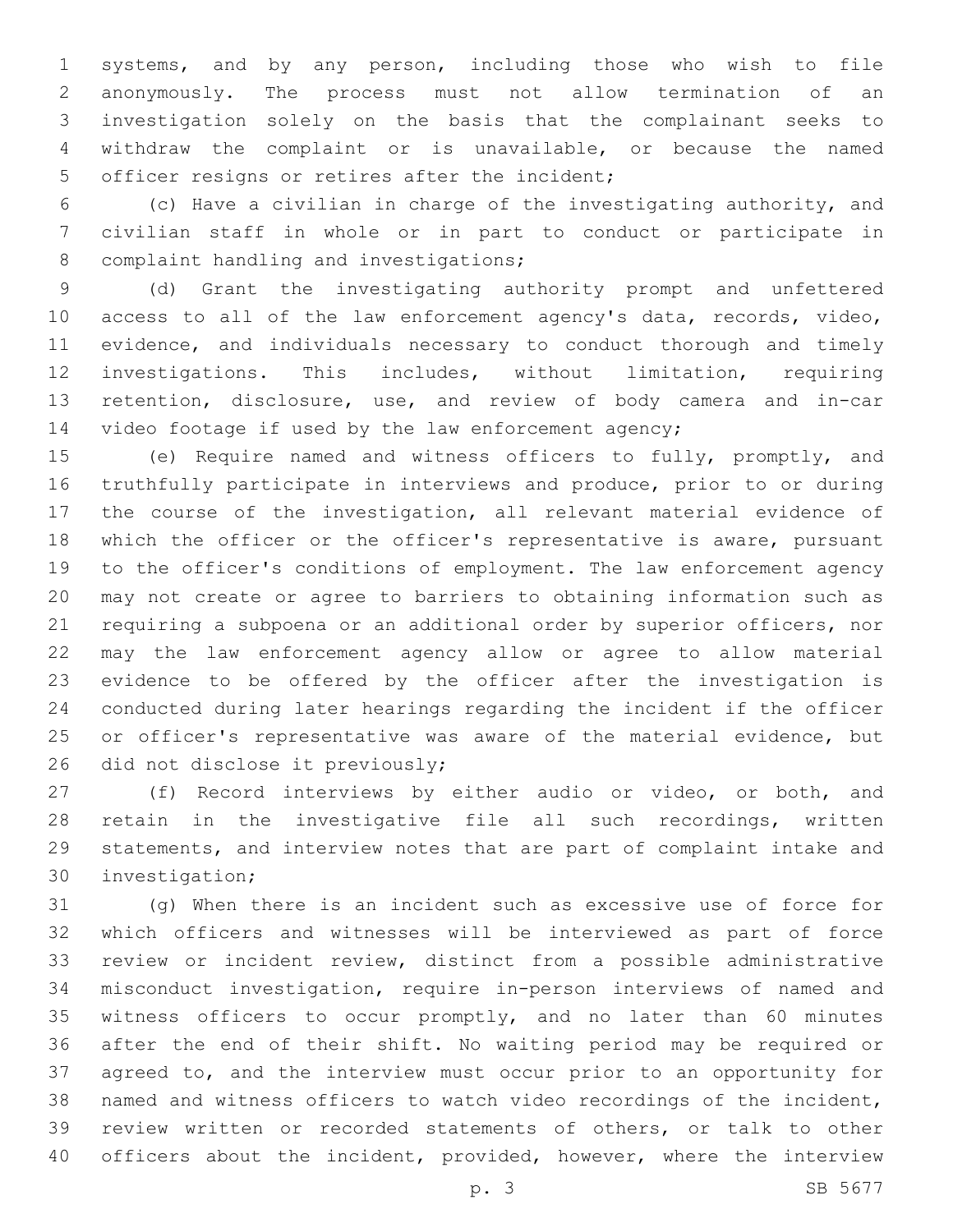systems, and by any person, including those who wish to file anonymously. The process must not allow termination of an investigation solely on the basis that the complainant seeks to withdraw the complaint or is unavailable, or because the named officer resigns or retires after the incident;

(c) Have a civilian in charge of the investigating authority, and civilian staff in whole or in part to conduct or participate in complaint handling and investigations;

(d) Grant the investigating authority prompt and unfettered access to all of the law enforcement agency's data, records, video, evidence, and individuals necessary to conduct thorough and timely investigations. This includes, without limitation, requiring retention, disclosure, use, and review of body camera and in-car video footage if used by the law enforcement agency;

(e) Require named and witness officers to fully, promptly, and truthfully participate in interviews and produce, prior to or during the course of the investigation, all relevant material evidence of which the officer or the officer's representative is aware, pursuant to the officer's conditions of employment. The law enforcement agency may not create or agree to barriers to obtaining information such as requiring a subpoena or an additional order by superior officers, nor may the law enforcement agency allow or agree to allow material evidence to be offered by the officer after the investigation is conducted during later hearings regarding the incident if the officer or officer's representative was aware of the material evidence, but did not disclose it previously;

(f) Record interviews by either audio or video, or both, and retain in the investigative file all such recordings, written statements, and interview notes that are part of complaint intake and investigation;

(g) When there is an incident such as excessive use of force for which officers and witnesses will be interviewed as part of force review or incident review, distinct from a possible administrative misconduct investigation, require in-person interviews of named and witness officers to occur promptly, and no later than 60 minutes after the end of their shift. No waiting period may be required or agreed to, and the interview must occur prior to an opportunity for named and witness officers to watch video recordings of the incident, review written or recorded statements of others, or talk to other officers about the incident, provided, however, where the interview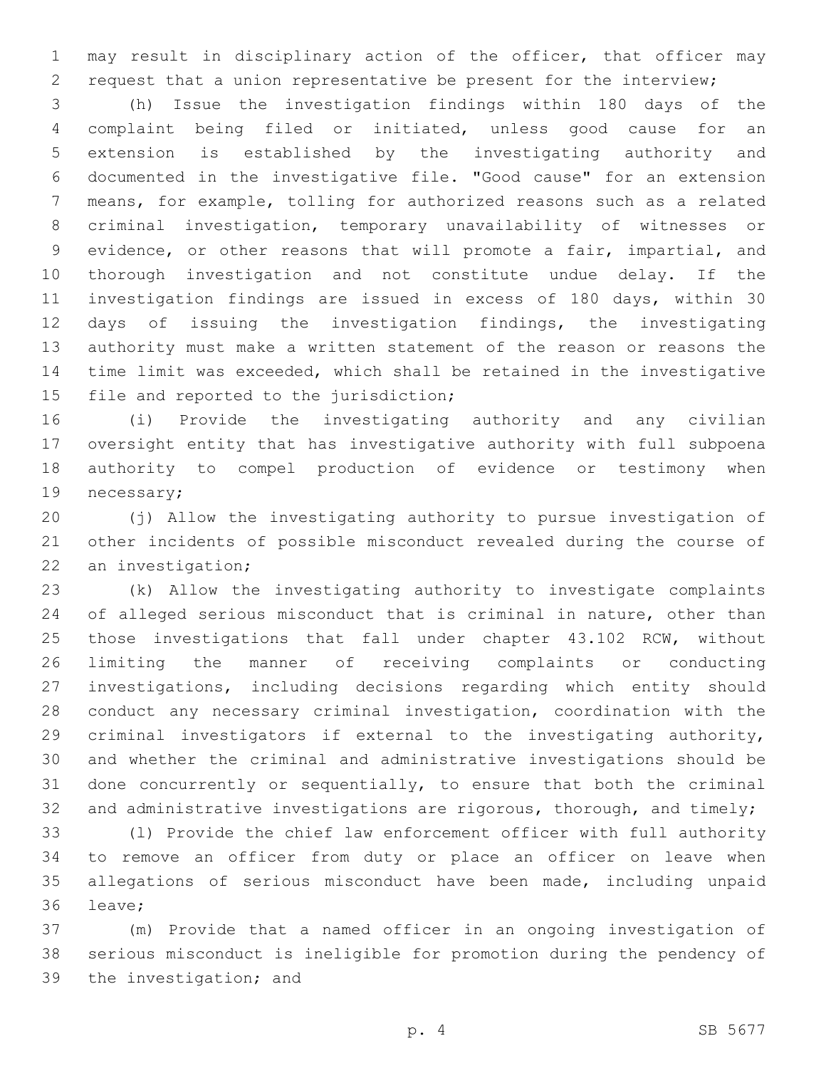may result in disciplinary action of the officer, that officer may request that a union representative be present for the interview;

(h) Issue the investigation findings within 180 days of the complaint being filed or initiated, unless good cause for an extension is established by the investigating authority and documented in the investigative file. "Good cause" for an extension means, for example, tolling for authorized reasons such as a related criminal investigation, temporary unavailability of witnesses or evidence, or other reasons that will promote a fair, impartial, and thorough investigation and not constitute undue delay. If the investigation findings are issued in excess of 180 days, within 30 days of issuing the investigation findings, the investigating authority must make a written statement of the reason or reasons the time limit was exceeded, which shall be retained in the investigative file and reported to the jurisdiction;

(i) Provide the investigating authority and any civilian oversight entity that has investigative authority with full subpoena authority to compel production of evidence or testimony when necessary;

(j) Allow the investigating authority to pursue investigation of other incidents of possible misconduct revealed during the course of an investigation;

(k) Allow the investigating authority to investigate complaints of alleged serious misconduct that is criminal in nature, other than those investigations that fall under chapter 43.102 RCW, without limiting the manner of receiving complaints or conducting investigations, including decisions regarding which entity should conduct any necessary criminal investigation, coordination with the criminal investigators if external to the investigating authority, and whether the criminal and administrative investigations should be done concurrently or sequentially, to ensure that both the criminal and administrative investigations are rigorous, thorough, and timely;

(l) Provide the chief law enforcement officer with full authority to remove an officer from duty or place an officer on leave when allegations of serious misconduct have been made, including unpaid leave;

(m) Provide that a named officer in an ongoing investigation of serious misconduct is ineligible for promotion during the pendency of the investigation; and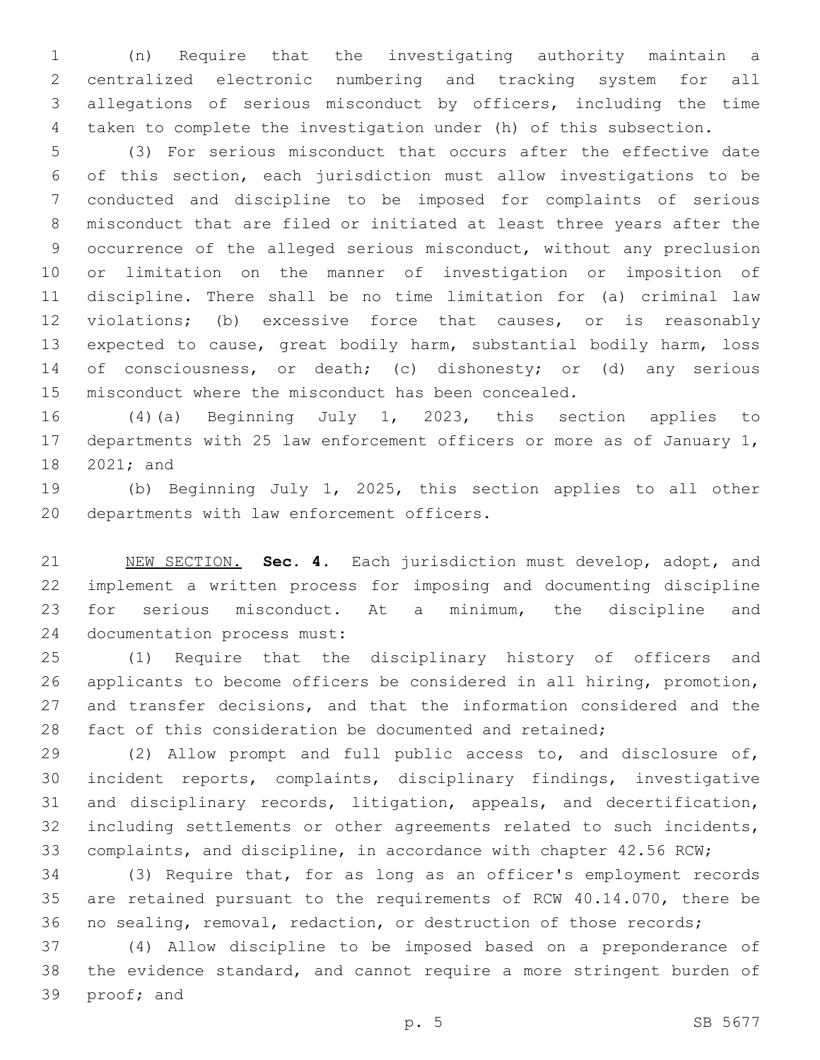(n) Require that the investigating authority maintain a centralized electronic numbering and tracking system for all allegations of serious misconduct by officers, including the time taken to complete the investigation under (h) of this subsection.

(3) For serious misconduct that occurs after the effective date of this section, each jurisdiction must allow investigations to be conducted and discipline to be imposed for complaints of serious misconduct that are filed or initiated at least three years after the occurrence of the alleged serious misconduct, without any preclusion or limitation on the manner of investigation or imposition of discipline. There shall be no time limitation for (a) criminal law violations; (b) excessive force that causes, or is reasonably expected to cause, great bodily harm, substantial bodily harm, loss of consciousness, or death; (c) dishonesty; or (d) any serious misconduct where the misconduct has been concealed.

(4)(a) Beginning July 1, 2023, this section applies to departments with 25 law enforcement officers or more as of January 1, 2021; and

(b) Beginning July 1, 2025, this section applies to all other departments with law enforcement officers.

NEW SECTION. **Sec. 4.** Each jurisdiction must develop, adopt, and implement a written process for imposing and documenting discipline for serious misconduct. At a minimum, the discipline and documentation process must:

(1) Require that the disciplinary history of officers and applicants to become officers be considered in all hiring, promotion, and transfer decisions, and that the information considered and the fact of this consideration be documented and retained;

(2) Allow prompt and full public access to, and disclosure of, incident reports, complaints, disciplinary findings, investigative and disciplinary records, litigation, appeals, and decertification, including settlements or other agreements related to such incidents, complaints, and discipline, in accordance with chapter 42.56 RCW;

(3) Require that, for as long as an officer's employment records are retained pursuant to the requirements of RCW 40.14.070, there be no sealing, removal, redaction, or destruction of those records;

(4) Allow discipline to be imposed based on a preponderance of the evidence standard, and cannot require a more stringent burden of proof; and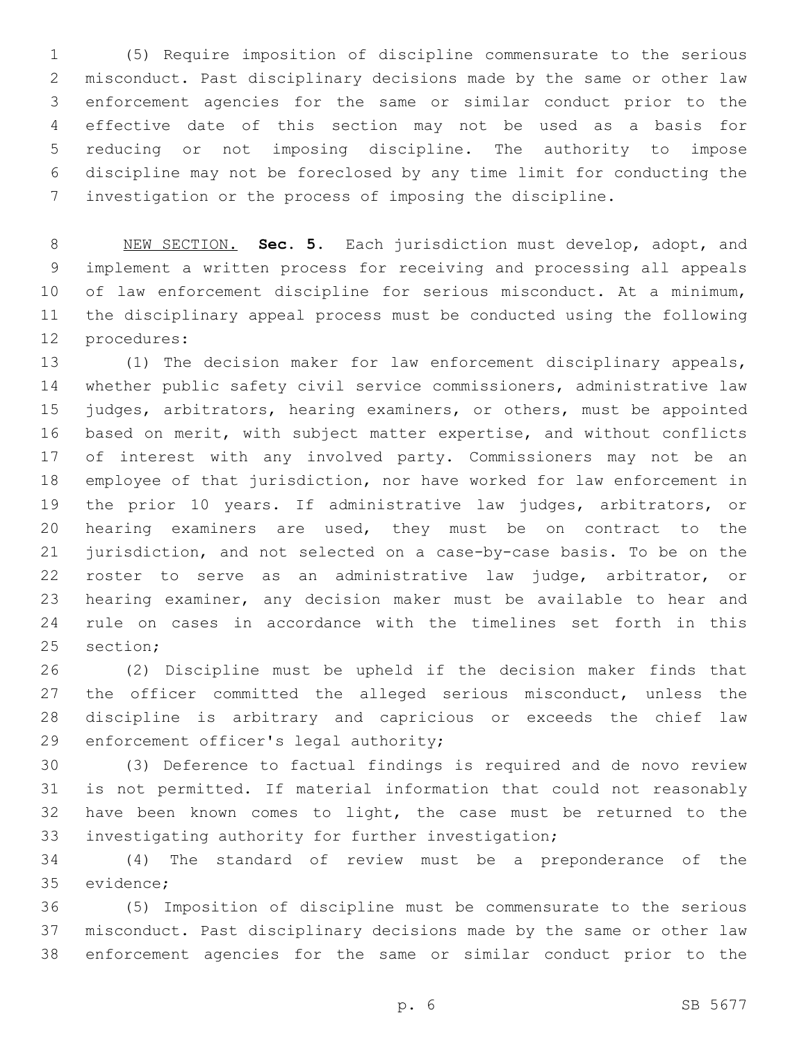(5) Require imposition of discipline commensurate to the serious misconduct. Past disciplinary decisions made by the same or other law enforcement agencies for the same or similar conduct prior to the effective date of this section may not be used as a basis for reducing or not imposing discipline. The authority to impose discipline may not be foreclosed by any time limit for conducting the investigation or the process of imposing the discipline.

NEW SECTION. **Sec. 5.** Each jurisdiction must develop, adopt, and implement a written process for receiving and processing all appeals of law enforcement discipline for serious misconduct. At a minimum, the disciplinary appeal process must be conducted using the following procedures:

(1) The decision maker for law enforcement disciplinary appeals, whether public safety civil service commissioners, administrative law judges, arbitrators, hearing examiners, or others, must be appointed based on merit, with subject matter expertise, and without conflicts of interest with any involved party. Commissioners may not be an employee of that jurisdiction, nor have worked for law enforcement in the prior 10 years. If administrative law judges, arbitrators, or hearing examiners are used, they must be on contract to the jurisdiction, and not selected on a case-by-case basis. To be on the roster to serve as an administrative law judge, arbitrator, or hearing examiner, any decision maker must be available to hear and rule on cases in accordance with the timelines set forth in this section;

(2) Discipline must be upheld if the decision maker finds that the officer committed the alleged serious misconduct, unless the discipline is arbitrary and capricious or exceeds the chief law enforcement officer's legal authority;

(3) Deference to factual findings is required and de novo review is not permitted. If material information that could not reasonably have been known comes to light, the case must be returned to the investigating authority for further investigation;

(4) The standard of review must be a preponderance of the evidence;

(5) Imposition of discipline must be commensurate to the serious misconduct. Past disciplinary decisions made by the same or other law enforcement agencies for the same or similar conduct prior to the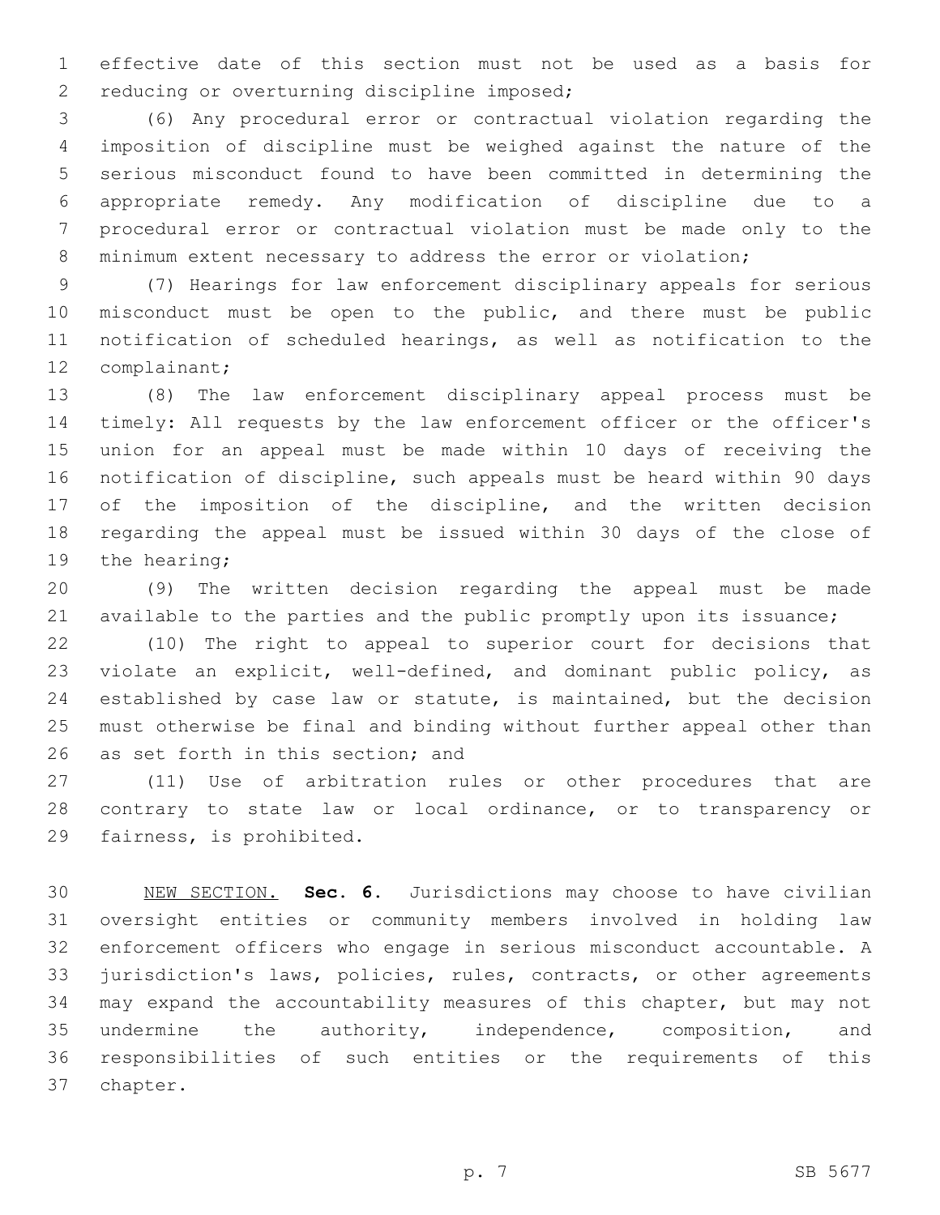effective date of this section must not be used as a basis for reducing or overturning discipline imposed;

(6) Any procedural error or contractual violation regarding the imposition of discipline must be weighed against the nature of the serious misconduct found to have been committed in determining the appropriate remedy. Any modification of discipline due to a procedural error or contractual violation must be made only to the minimum extent necessary to address the error or violation;

(7) Hearings for law enforcement disciplinary appeals for serious misconduct must be open to the public, and there must be public notification of scheduled hearings, as well as notification to the complainant;

(8) The law enforcement disciplinary appeal process must be timely: All requests by the law enforcement officer or the officer's union for an appeal must be made within 10 days of receiving the notification of discipline, such appeals must be heard within 90 days of the imposition of the discipline, and the written decision regarding the appeal must be issued within 30 days of the close of the hearing;

(9) The written decision regarding the appeal must be made available to the parties and the public promptly upon its issuance;

(10) The right to appeal to superior court for decisions that violate an explicit, well-defined, and dominant public policy, as established by case law or statute, is maintained, but the decision must otherwise be final and binding without further appeal other than as set forth in this section; and

(11) Use of arbitration rules or other procedures that are contrary to state law or local ordinance, or to transparency or fairness, is prohibited.

NEW SECTION. **Sec. 6.** Jurisdictions may choose to have civilian oversight entities or community members involved in holding law enforcement officers who engage in serious misconduct accountable. A jurisdiction's laws, policies, rules, contracts, or other agreements may expand the accountability measures of this chapter, but may not undermine the authority, independence, composition, and responsibilities of such entities or the requirements of this chapter.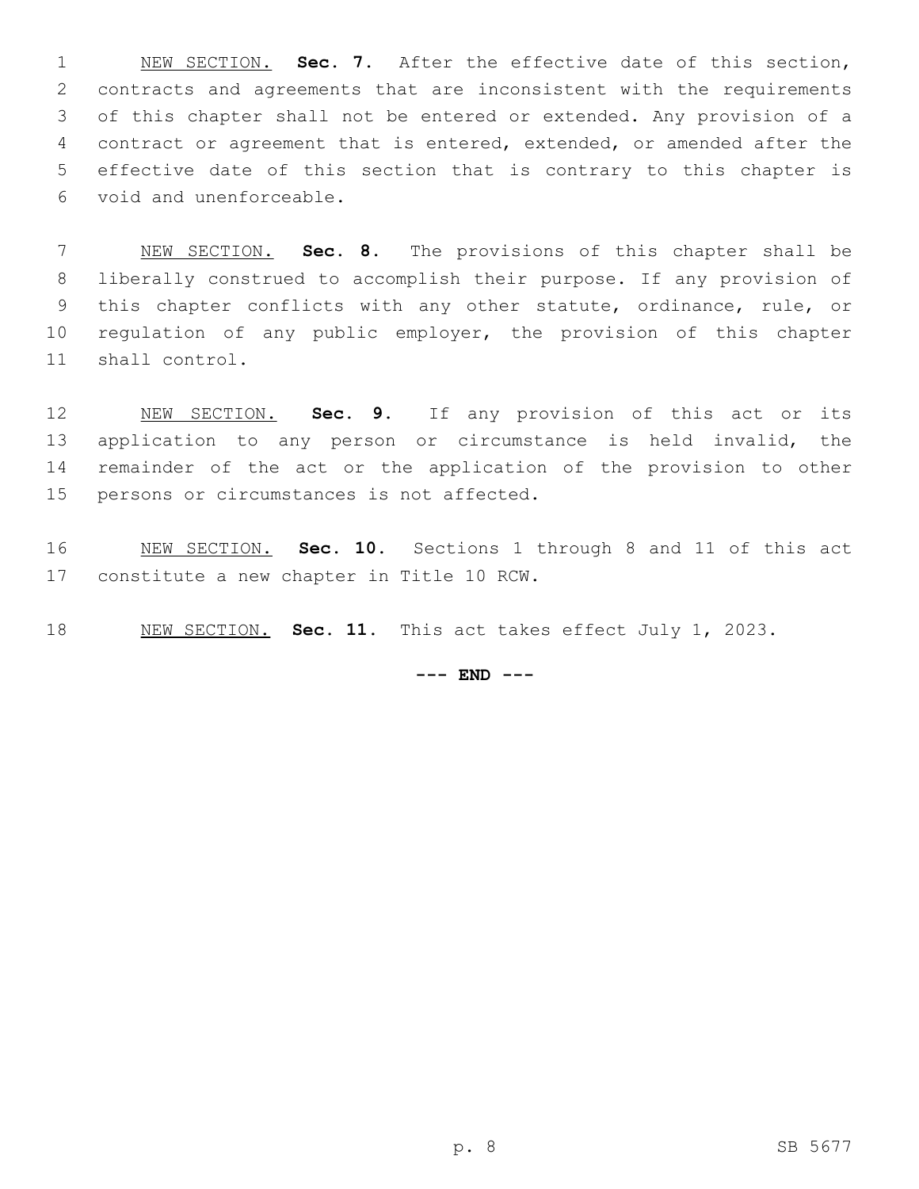NEW SECTION. **Sec. 7.** After the effective date of this section, contracts and agreements that are inconsistent with the requirements of this chapter shall not be entered or extended. Any provision of a contract or agreement that is entered, extended, or amended after the effective date of this section that is contrary to this chapter is void and unenforceable.

NEW SECTION. **Sec. 8.** The provisions of this chapter shall be liberally construed to accomplish their purpose. If any provision of this chapter conflicts with any other statute, ordinance, rule, or regulation of any public employer, the provision of this chapter shall control.

NEW SECTION. **Sec. 9.** If any provision of this act or its application to any person or circumstance is held invalid, the remainder of the act or the application of the provision to other persons or circumstances is not affected.

NEW SECTION. **Sec. 10.** Sections 1 through 8 and 11 of this act constitute a new chapter in Title 10 RCW.

NEW SECTION. **Sec. 11.** This act takes effect July 1, 2023.

**--- END ---**